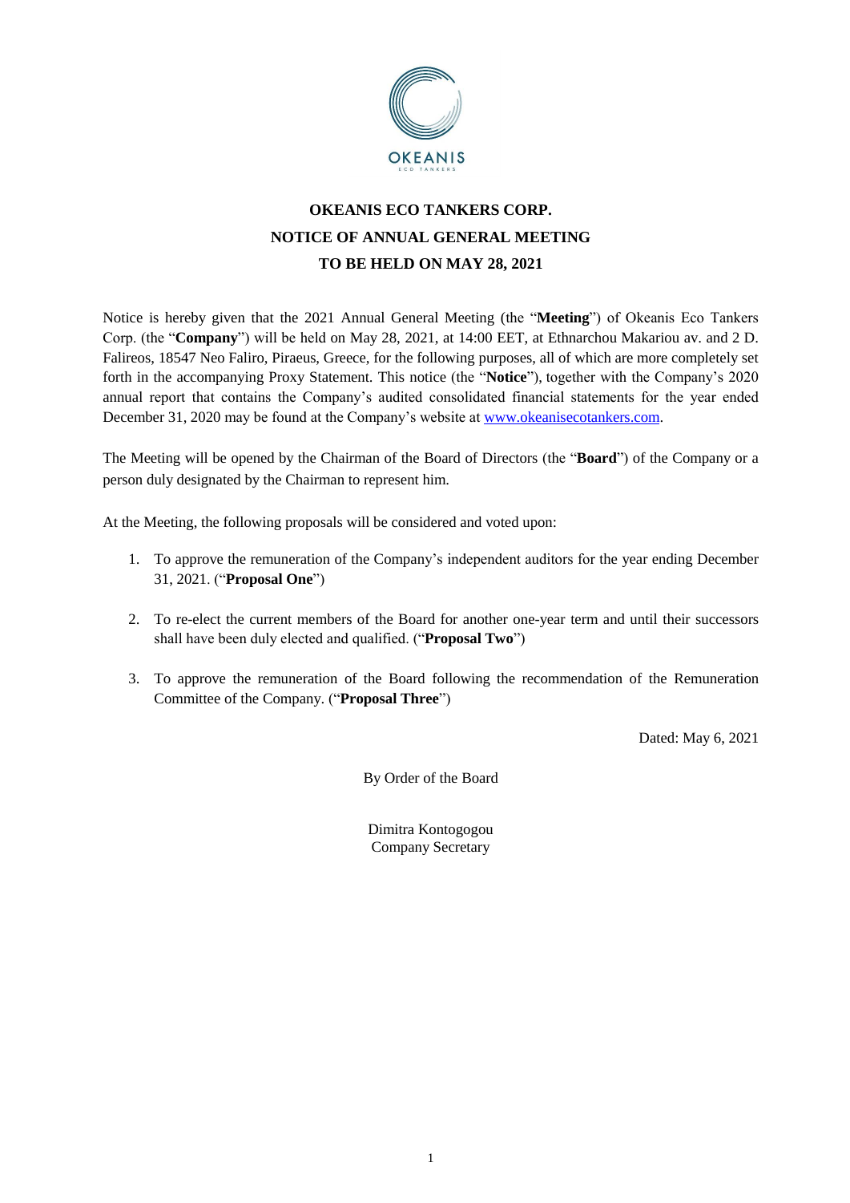# OKEANIS ECO TANKERS CORP.
# NOTICE OF ANNUAL GENERAL MEETING
# TO BE HELD ON MAY 28, 2021

Notice is hereby given that the 2021 Annual General Meeting (the "**Meeting**") of Okeanis Eco Tankers Corp. (the "**Company**") will be held on May 28, 2021, at 14:00 EET, at Ethnarchou Makariou av. and 2 D. Falireos, 18547 Neo Faliro, Piraeus, Greece, for the following purposes, all of which are more completely set forth in the accompanying Proxy Statement. This notice (the "**Notice**"), together with the Company's 2020 annual report that contains the Company's audited consolidated financial statements for the year ended December 31, 2020 may be found at the Company's website at www.okeanisecotankers.com.

The Meeting will be opened by the Chairman of the Board of Directors (the "**Board**") of the Company or a person duly designated by the Chairman to represent him.

At the Meeting, the following proposals will be considered and voted upon:

1. To approve the remuneration of the Company's independent auditors for the year ending December 31, 2021. ("**Proposal One**")

2. To re-elect the current members of the Board for another one-year term and until their successors shall have been duly elected and qualified. ("**Proposal Two**")

3. To approve the remuneration of the Board following the recommendation of the Remuneration Committee of the Company. ("**Proposal Three**")

Dated: May 6, 2021

By Order of the Board

Dimitra Kontogogou
Company Secretary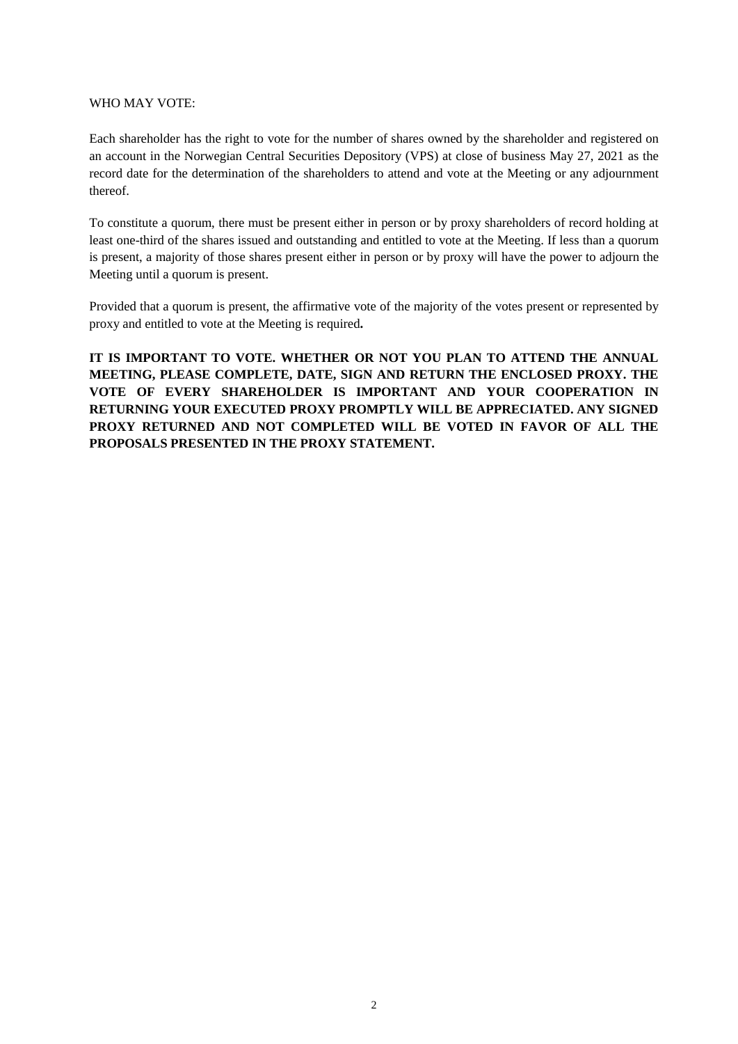WHO MAY VOTE:

Each shareholder has the right to vote for the number of shares owned by the shareholder and registered on an account in the Norwegian Central Securities Depository (VPS) at close of business May 27, 2021 as the record date for the determination of the shareholders to attend and vote at the Meeting or any adjournment thereof.

To constitute a quorum, there must be present either in person or by proxy shareholders of record holding at least one-third of the shares issued and outstanding and entitled to vote at the Meeting. If less than a quorum is present, a majority of those shares present either in person or by proxy will have the power to adjourn the Meeting until a quorum is present.

Provided that a quorum is present, the affirmative vote of the majority of the votes present or represented by proxy and entitled to vote at the Meeting is required**.**

**IT IS IMPORTANT TO VOTE. WHETHER OR NOT YOU PLAN TO ATTEND THE ANNUAL MEETING, PLEASE COMPLETE, DATE, SIGN AND RETURN THE ENCLOSED PROXY. THE VOTE OF EVERY SHAREHOLDER IS IMPORTANT AND YOUR COOPERATION IN RETURNING YOUR EXECUTED PROXY PROMPTLY WILL BE APPRECIATED. ANY SIGNED PROXY RETURNED AND NOT COMPLETED WILL BE VOTED IN FAVOR OF ALL THE PROPOSALS PRESENTED IN THE PROXY STATEMENT.**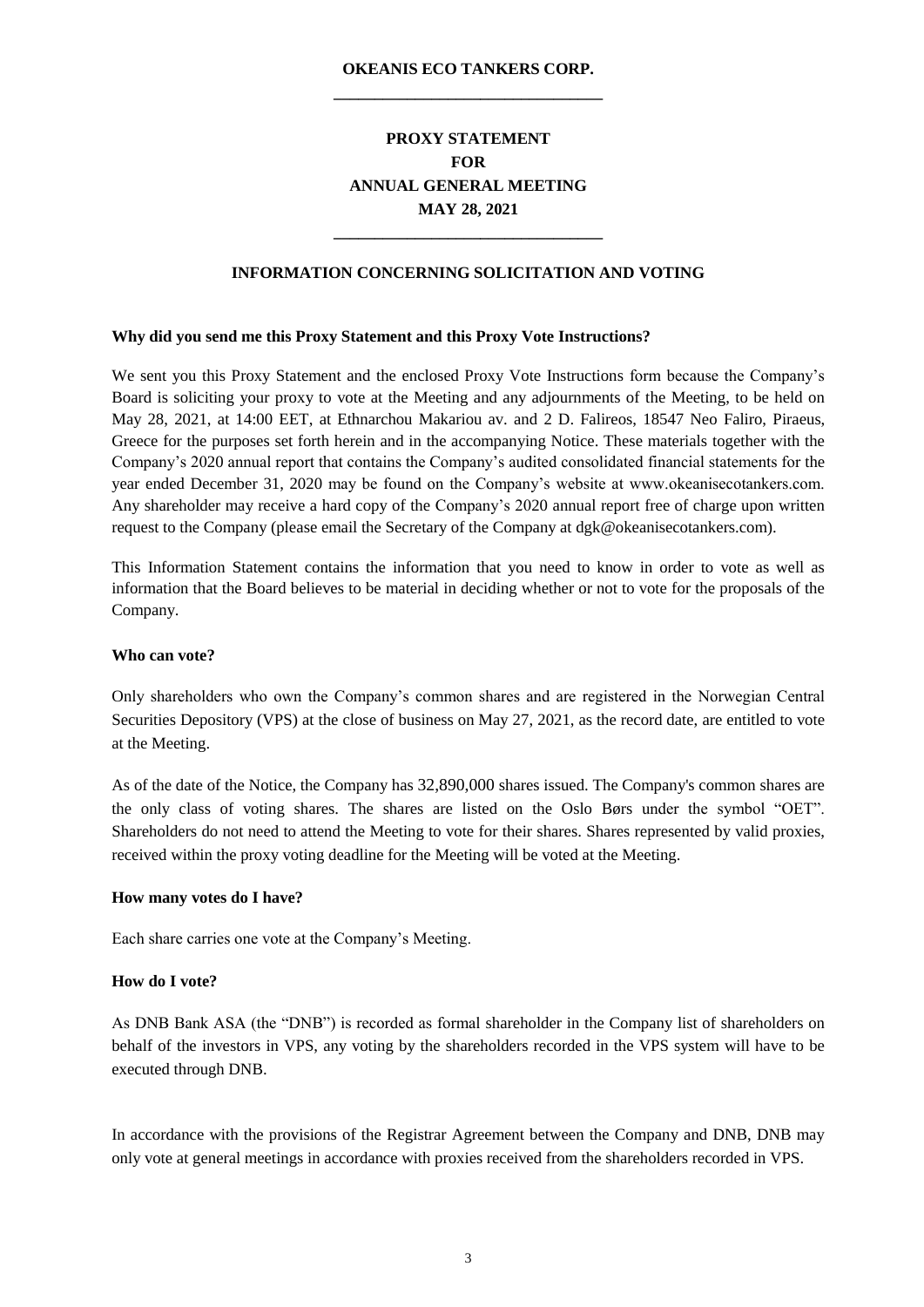**OKEANIS ECO TANKERS CORP.**

---

# PROXY STATEMENT
# FOR
# ANNUAL GENERAL MEETING
# MAY 28, 2021

---

## INFORMATION CONCERNING SOLICITATION AND VOTING

**Why did you send me this Proxy Statement and this Proxy Vote Instructions?**

We sent you this Proxy Statement and the enclosed Proxy Vote Instructions form because the Company's Board is soliciting your proxy to vote at the Meeting and any adjournments of the Meeting, to be held on May 28, 2021, at 14:00 EET, at Ethnarchou Makariou av. and 2 D. Falireos, 18547 Neo Faliro, Piraeus, Greece for the purposes set forth herein and in the accompanying Notice. These materials together with the Company's 2020 annual report that contains the Company's audited consolidated financial statements for the year ended December 31, 2020 may be found on the Company's website at www.okeanisecotankers.com. Any shareholder may receive a hard copy of the Company's 2020 annual report free of charge upon written request to the Company (please email the Secretary of the Company at dgk@okeanisecotankers.com).

This Information Statement contains the information that you need to know in order to vote as well as information that the Board believes to be material in deciding whether or not to vote for the proposals of the Company.

**Who can vote?**

Only shareholders who own the Company's common shares and are registered in the Norwegian Central Securities Depository (VPS) at the close of business on May 27, 2021, as the record date, are entitled to vote at the Meeting.

As of the date of the Notice, the Company has 32,890,000 shares issued. The Company's common shares are the only class of voting shares. The shares are listed on the Oslo Børs under the symbol "OET". Shareholders do not need to attend the Meeting to vote for their shares. Shares represented by valid proxies, received within the proxy voting deadline for the Meeting will be voted at the Meeting.

**How many votes do I have?**

Each share carries one vote at the Company's Meeting.

**How do I vote?**

As DNB Bank ASA (the "DNB") is recorded as formal shareholder in the Company list of shareholders on behalf of the investors in VPS, any voting by the shareholders recorded in the VPS system will have to be executed through DNB.

In accordance with the provisions of the Registrar Agreement between the Company and DNB, DNB may only vote at general meetings in accordance with proxies received from the shareholders recorded in VPS.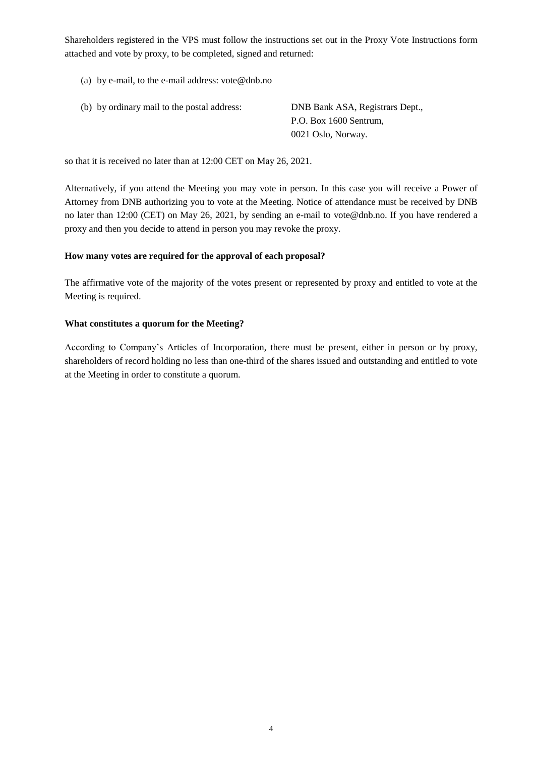Shareholders registered in the VPS must follow the instructions set out in the Proxy Vote Instructions form attached and vote by proxy, to be completed, signed and returned:

(a) by e-mail, to the e-mail address: vote@dnb.no

(b) by ordinary mail to the postal address: DNB Bank ASA, Registrars Dept.,
P.O. Box 1600 Sentrum,
0021 Oslo, Norway.

so that it is received no later than at 12:00 CET on May 26, 2021.

Alternatively, if you attend the Meeting you may vote in person. In this case you will receive a Power of Attorney from DNB authorizing you to vote at the Meeting. Notice of attendance must be received by DNB no later than 12:00 (CET) on May 26, 2021, by sending an e-mail to vote@dnb.no. If you have rendered a proxy and then you decide to attend in person you may revoke the proxy.

**How many votes are required for the approval of each proposal?**

The affirmative vote of the majority of the votes present or represented by proxy and entitled to vote at the Meeting is required.

**What constitutes a quorum for the Meeting?**

According to Company's Articles of Incorporation, there must be present, either in person or by proxy, shareholders of record holding no less than one-third of the shares issued and outstanding and entitled to vote at the Meeting in order to constitute a quorum.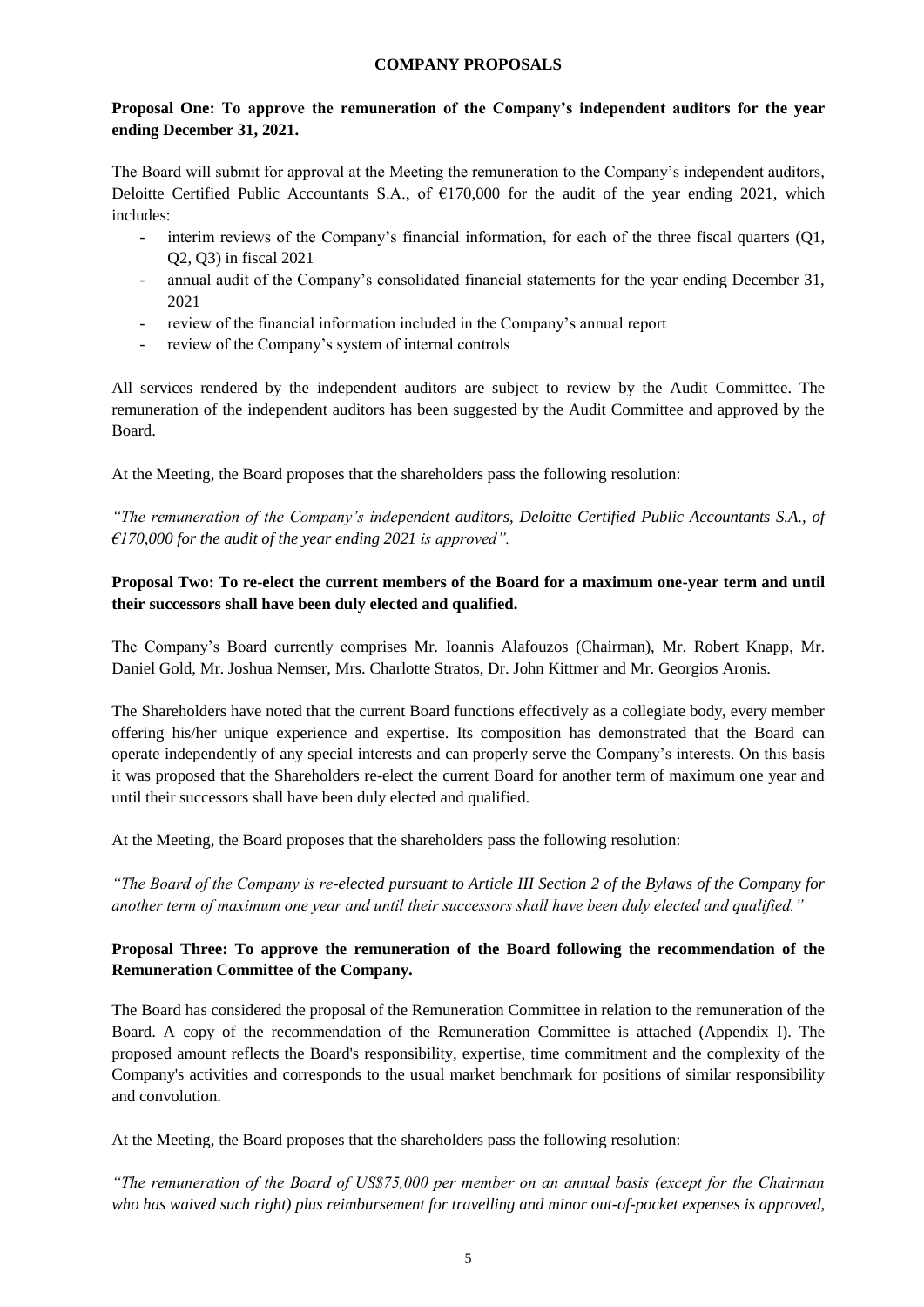# COMPANY PROPOSALS

**Proposal One: To approve the remuneration of the Company's independent auditors for the year ending December 31, 2021.**

The Board will submit for approval at the Meeting the remuneration to the Company's independent auditors, Deloitte Certified Public Accountants S.A., of €170,000 for the audit of the year ending 2021, which includes:

- interim reviews of the Company's financial information, for each of the three fiscal quarters (Q1, Q2, Q3) in fiscal 2021
- annual audit of the Company's consolidated financial statements for the year ending December 31, 2021
- review of the financial information included in the Company's annual report
- review of the Company's system of internal controls

All services rendered by the independent auditors are subject to review by the Audit Committee. The remuneration of the independent auditors has been suggested by the Audit Committee and approved by the Board.

At the Meeting, the Board proposes that the shareholders pass the following resolution:

*"The remuneration of the Company's independent auditors, Deloitte Certified Public Accountants S.A., of €170,000 for the audit of the year ending 2021 is approved".*

**Proposal Two: To re-elect the current members of the Board for a maximum one-year term and until their successors shall have been duly elected and qualified.**

The Company's Board currently comprises Mr. Ioannis Alafouzos (Chairman), Mr. Robert Knapp, Mr. Daniel Gold, Mr. Joshua Nemser, Mrs. Charlotte Stratos, Dr. John Kittmer and Mr. Georgios Aronis.

The Shareholders have noted that the current Board functions effectively as a collegiate body, every member offering his/her unique experience and expertise. Its composition has demonstrated that the Board can operate independently of any special interests and can properly serve the Company's interests. On this basis it was proposed that the Shareholders re-elect the current Board for another term of maximum one year and until their successors shall have been duly elected and qualified.

At the Meeting, the Board proposes that the shareholders pass the following resolution:

*"The Board of the Company is re-elected pursuant to Article III Section 2 of the Bylaws of the Company for another term of maximum one year and until their successors shall have been duly elected and qualified."*

**Proposal Three: To approve the remuneration of the Board following the recommendation of the Remuneration Committee of the Company.**

The Board has considered the proposal of the Remuneration Committee in relation to the remuneration of the Board. A copy of the recommendation of the Remuneration Committee is attached (Appendix I). The proposed amount reflects the Board's responsibility, expertise, time commitment and the complexity of the Company's activities and corresponds to the usual market benchmark for positions of similar responsibility and convolution.

At the Meeting, the Board proposes that the shareholders pass the following resolution:

*"The remuneration of the Board of US$75,000 per member on an annual basis (except for the Chairman who has waived such right) plus reimbursement for travelling and minor out-of-pocket expenses is approved,*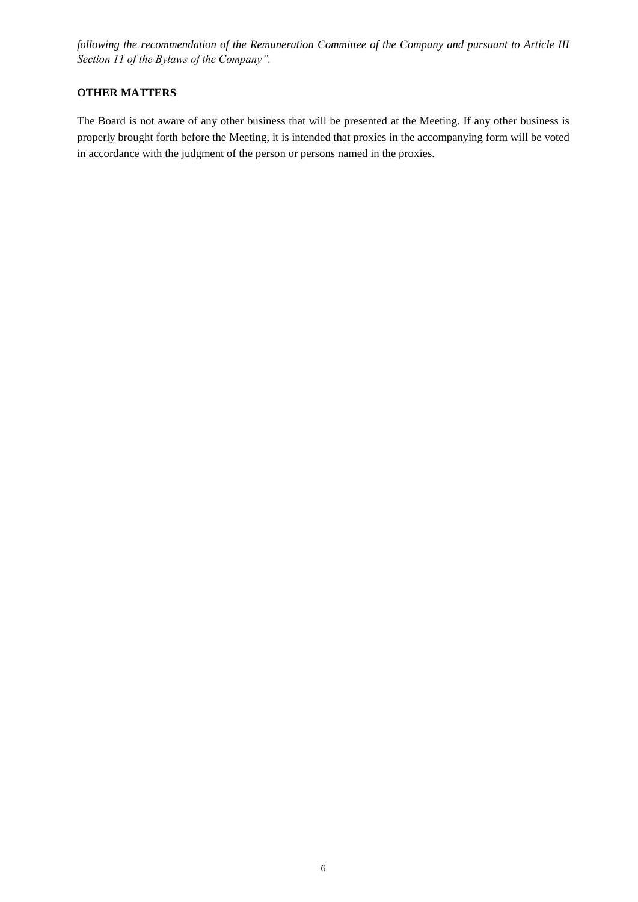*following the recommendation of the Remuneration Committee of the Company and pursuant to Article III Section 11 of the Bylaws of the Company".*

**OTHER MATTERS**

The Board is not aware of any other business that will be presented at the Meeting. If any other business is properly brought forth before the Meeting, it is intended that proxies in the accompanying form will be voted in accordance with the judgment of the person or persons named in the proxies.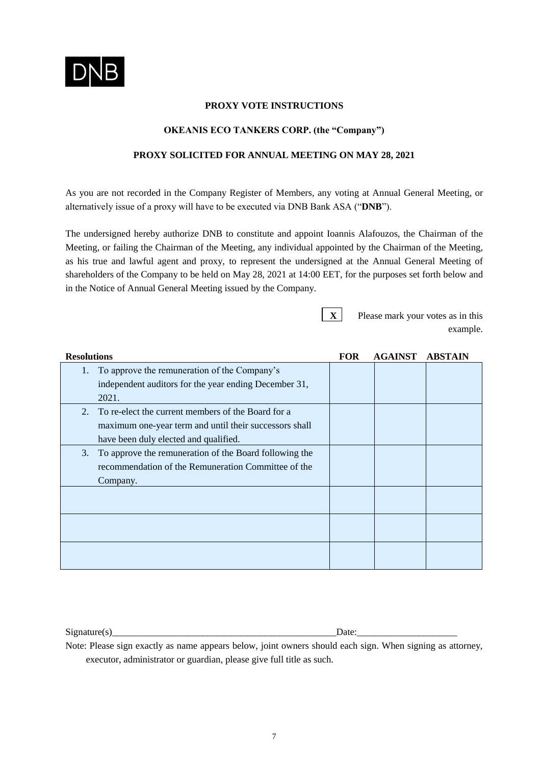DNB

**PROXY VOTE INSTRUCTIONS**

**OKEANIS ECO TANKERS CORP. (the "Company")**

**PROXY SOLICITED FOR ANNUAL MEETING ON MAY 28, 2021**

As you are not recorded in the Company Register of Members, any voting at Annual General Meeting, or alternatively issue of a proxy will have to be executed via DNB Bank ASA ("**DNB**").

The undersigned hereby authorize DNB to constitute and appoint Ioannis Alafouzos, the Chairman of the Meeting, or failing the Chairman of the Meeting, any individual appointed by the Chairman of the Meeting, as his true and lawful agent and proxy, to represent the undersigned at the Annual General Meeting of shareholders of the Company to be held on May 28, 2021 at 14:00 EET, for the purposes set forth below and in the Notice of Annual General Meeting issued by the Company.

**X** Please mark your votes as in this example.

| **Resolutions** | **FOR** | **AGAINST** | **ABSTAIN** |
|---|---|---|---|
| 1. To approve the remuneration of the Company's independent auditors for the year ending December 31, 2021. | | | |
| 2. To re-elect the current members of the Board for a maximum one-year term and until their successors shall have been duly elected and qualified. | | | |
| 3. To approve the remuneration of the Board following the recommendation of the Remuneration Committee of the Company. | | | |
| | | | |
| | | | |
| | | | |

Signature(s)_________________________________________________Date:_____________________

Note: Please sign exactly as name appears below, joint owners should each sign. When signing as attorney, executor, administrator or guardian, please give full title as such.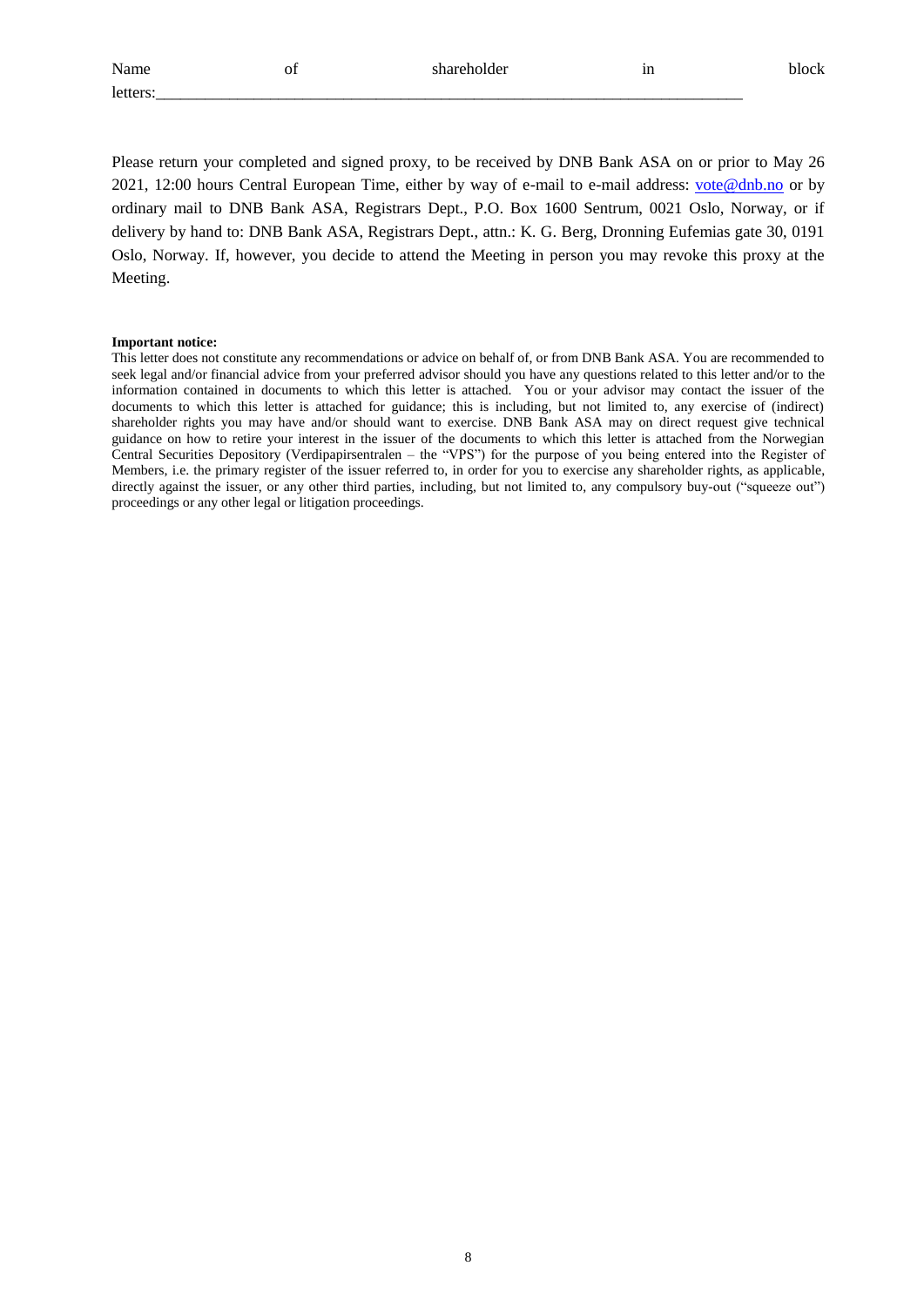Name of shareholder in block letters:___________________________________________________________________________

Please return your completed and signed proxy, to be received by DNB Bank ASA on or prior to May 26 2021, 12:00 hours Central European Time, either by way of e-mail to e-mail address: vote@dnb.no or by ordinary mail to DNB Bank ASA, Registrars Dept., P.O. Box 1600 Sentrum, 0021 Oslo, Norway, or if delivery by hand to: DNB Bank ASA, Registrars Dept., attn.: K. G. Berg, Dronning Eufemias gate 30, 0191 Oslo, Norway. If, however, you decide to attend the Meeting in person you may revoke this proxy at the Meeting.

**Important notice:**
This letter does not constitute any recommendations or advice on behalf of, or from DNB Bank ASA. You are recommended to seek legal and/or financial advice from your preferred advisor should you have any questions related to this letter and/or to the information contained in documents to which this letter is attached. You or your advisor may contact the issuer of the documents to which this letter is attached for guidance; this is including, but not limited to, any exercise of (indirect) shareholder rights you may have and/or should want to exercise. DNB Bank ASA may on direct request give technical guidance on how to retire your interest in the issuer of the documents to which this letter is attached from the Norwegian Central Securities Depository (Verdipapirsentralen – the "VPS") for the purpose of you being entered into the Register of Members, i.e. the primary register of the issuer referred to, in order for you to exercise any shareholder rights, as applicable, directly against the issuer, or any other third parties, including, but not limited to, any compulsory buy-out ("squeeze out") proceedings or any other legal or litigation proceedings.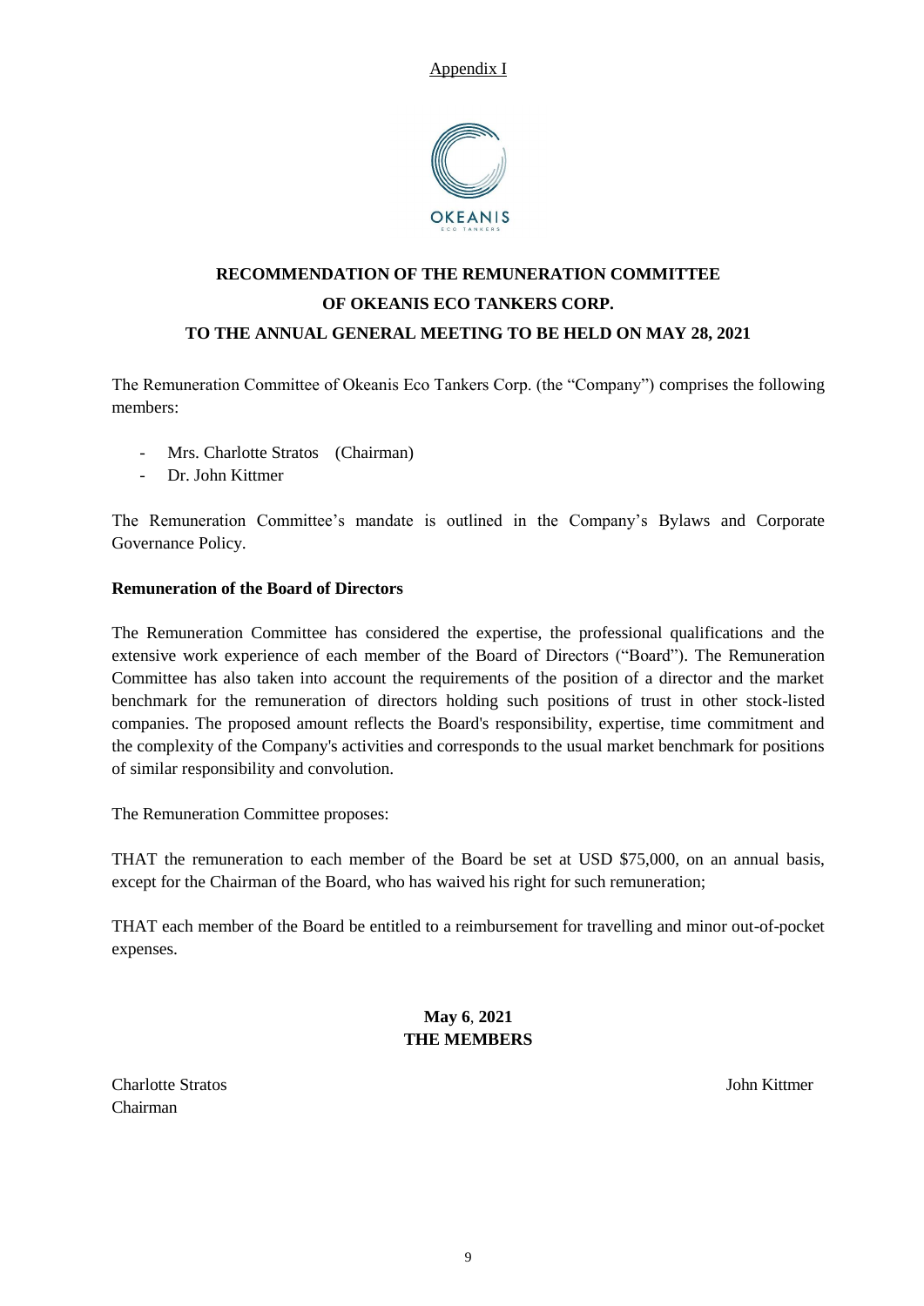Appendix I

OKEANIS
ECO TANKERS

# RECOMMENDATION OF THE REMUNERATION COMMITTEE OF OKEANIS ECO TANKERS CORP. TO THE ANNUAL GENERAL MEETING TO BE HELD ON MAY 28, 2021

The Remuneration Committee of Okeanis Eco Tankers Corp. (the "Company") comprises the following members:

- Mrs. Charlotte Stratos (Chairman)
- Dr. John Kittmer

The Remuneration Committee's mandate is outlined in the Company's Bylaws and Corporate Governance Policy.

**Remuneration of the Board of Directors**

The Remuneration Committee has considered the expertise, the professional qualifications and the extensive work experience of each member of the Board of Directors ("Board"). The Remuneration Committee has also taken into account the requirements of the position of a director and the market benchmark for the remuneration of directors holding such positions of trust in other stock-listed companies. The proposed amount reflects the Board's responsibility, expertise, time commitment and the complexity of the Company's activities and corresponds to the usual market benchmark for positions of similar responsibility and convolution.

The Remuneration Committee proposes:

THAT the remuneration to each member of the Board be set at USD $75,000, on an annual basis, except for the Chairman of the Board, who has waived his right for such remuneration;

THAT each member of the Board be entitled to a reimbursement for travelling and minor out-of-pocket expenses.

**May 6, 2021**
**THE MEMBERS**

Charlotte Stratos
Chairman

John Kittmer